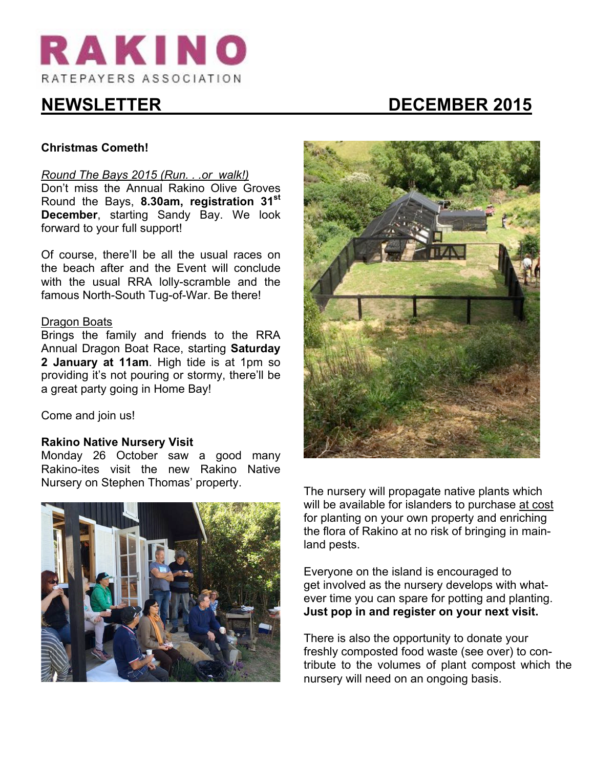# RAKINO

RATEPAYERS ASSOCIATION

## NEWSLETTER DECEMBER 2015

**Christmas Cometh!**

*Round The Bays 2015 (Run. . .or walk!)*

Don't miss the Annual Rakino Olive Groves Round the Bays, **8.30am, registration 31st December**, starting Sandy Bay. We look forward to your full support!

Of course, there'll be all the usual races on the beach after and the Event will conclude with the usual RRA lolly-scramble and the famous North-South Tug-of-War. Be there!

Dragon Boats

Brings the family and friends to the RRA Annual Dragon Boat Race, starting **Saturday 2 January at 11am**. High tide is at 1pm so providing it's not pouring or stormy, there'll be a great party going in Home Bay!

Come and join us!

**Rakino Native Nursery Visit**

Monday 26 October saw a good many Rakino-ites visit the new Rakino Native Nursery on Stephen Thomas' property.

The nursery will propagate native plants which will be available for islanders to purchase at cost for planting on your own property and enriching the flora of Rakino at no risk of bringing in main-land pests.

Everyone on the island is encouraged to get involved as the nursery develops with what-ever time you can spare for potting and planting. **Just pop in and register on your next visit.**

There is also the opportunity to donate your freshly composted food waste (see over) to con-tribute to the volumes of plant compost which the nursery will need on an ongoing basis.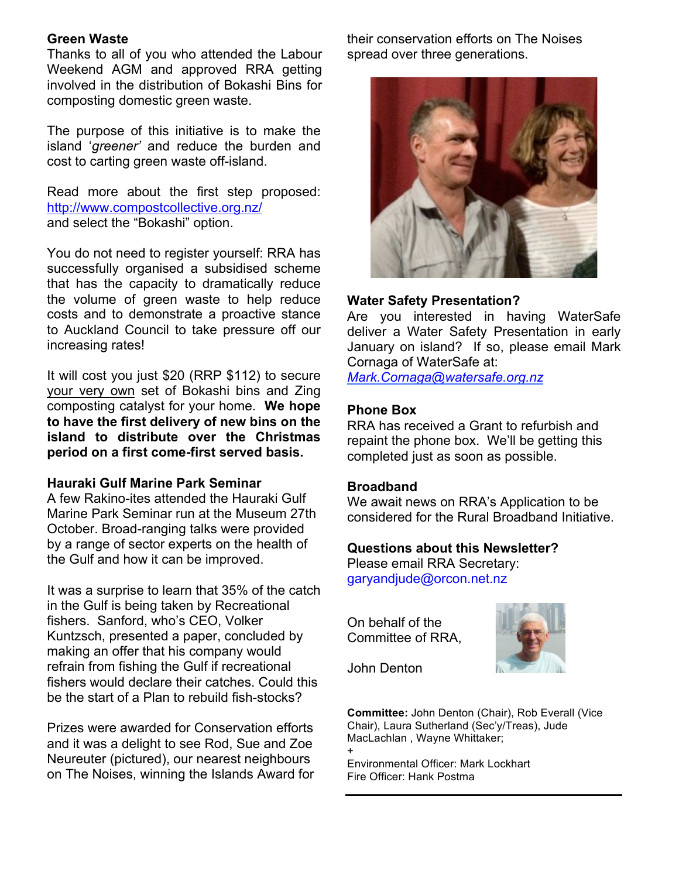**Green Waste**

Thanks to all of you who attended the Labour Weekend AGM and approved RRA getting involved in the distribution of Bokashi Bins for composting domestic green waste.

The purpose of this initiative is to make the island '*greener'* and reduce the burden and cost to carting green waste off-island.

Read more about the first step proposed: http://www.compostcollective.org.nz/ and select the "Bokashi" option.

You do not need to register yourself: RRA has successfully organised a subsidised scheme that has the capacity to dramatically reduce the volume of green waste to help reduce costs and to demonstrate a proactive stance to Auckland Council to take pressure off our increasing rates!

It will cost you just $20 (RRP $112) to secure your very own set of Bokashi bins and Zing composting catalyst for your home. **We hope to have the first delivery of new bins on the island to distribute over the Christmas period on a first come-first served basis.**

**Hauraki Gulf Marine Park Seminar**

A few Rakino-ites attended the Hauraki Gulf Marine Park Seminar run at the Museum 27th October. Broad-ranging talks were provided by a range of sector experts on the health of the Gulf and how it can be improved.

It was a surprise to learn that 35% of the catch in the Gulf is being taken by Recreational fishers. Sanford, who's CEO, Volker Kuntzsch, presented a paper, concluded by making an offer that his company would refrain from fishing the Gulf if recreational fishers would declare their catches. Could this be the start of a Plan to rebuild fish-stocks?

Prizes were awarded for Conservation efforts and it was a delight to see Rod, Sue and Zoe Neureuter (pictured), our nearest neighbours on The Noises, winning the Islands Award for their conservation efforts on The Noises spread over three generations.

**Water Safety Presentation?**

Are you interested in having WaterSafe deliver a Water Safety Presentation in early January on island? If so, please email Mark Cornaga of WaterSafe at: *Mark.Cornaga@watersafe.org.nz*

**Phone Box**

RRA has received a Grant to refurbish and repaint the phone box. We'll be getting this completed just as soon as possible.

**Broadband**

We await news on RRA's Application to be considered for the Rural Broadband Initiative.

**Questions about this Newsletter?**

Please email RRA Secretary: garyandjude@orcon.net.nz

On behalf of the Committee of RRA,

John Denton

**Committee:** John Denton (Chair), Rob Everall (Vice Chair), Laura Sutherland (Sec'y/Treas), Jude MacLachlan , Wayne Whittaker;
+
Environmental Officer: Mark Lockhart
Fire Officer: Hank Postma